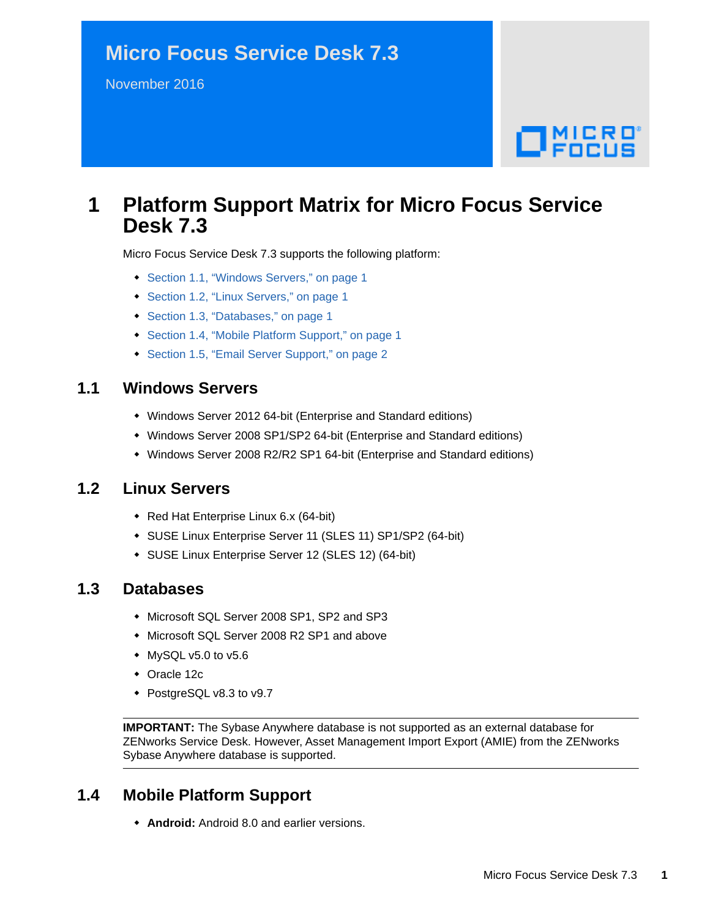# Micro Focus Service Desk 7.3

November 2016

# 1 Platform Support Matrix for Micro Focus Service Desk 7.3

Micro Focus Service Desk 7.3 supports the following platform:

- Section 1.1, "Windows Servers," on page 1
- Section 1.2, "Linux Servers," on page 1
- Section 1.3, "Databases," on page 1
- Section 1.4, "Mobile Platform Support," on page 1
- Section 1.5, "Email Server Support," on page 2

## 1.1 Windows Servers

- Windows Server 2012 64-bit (Enterprise and Standard editions)
- Windows Server 2008 SP1/SP2 64-bit (Enterprise and Standard editions)
- Windows Server 2008 R2/R2 SP1 64-bit (Enterprise and Standard editions)

## 1.2 Linux Servers

- Red Hat Enterprise Linux 6.x (64-bit)
- SUSE Linux Enterprise Server 11 (SLES 11) SP1/SP2 (64-bit)
- SUSE Linux Enterprise Server 12 (SLES 12) (64-bit)

## 1.3 Databases

- Microsoft SQL Server 2008 SP1, SP2 and SP3
- Microsoft SQL Server 2008 R2 SP1 and above
- MySQL v5.0 to v5.6
- Oracle 12c
- PostgreSQL v8.3 to v9.7

**IMPORTANT:** The Sybase Anywhere database is not supported as an external database for ZENworks Service Desk. However, Asset Management Import Export (AMIE) from the ZENworks Sybase Anywhere database is supported.

## 1.4 Mobile Platform Support

- **Android:** Android 8.0 and earlier versions.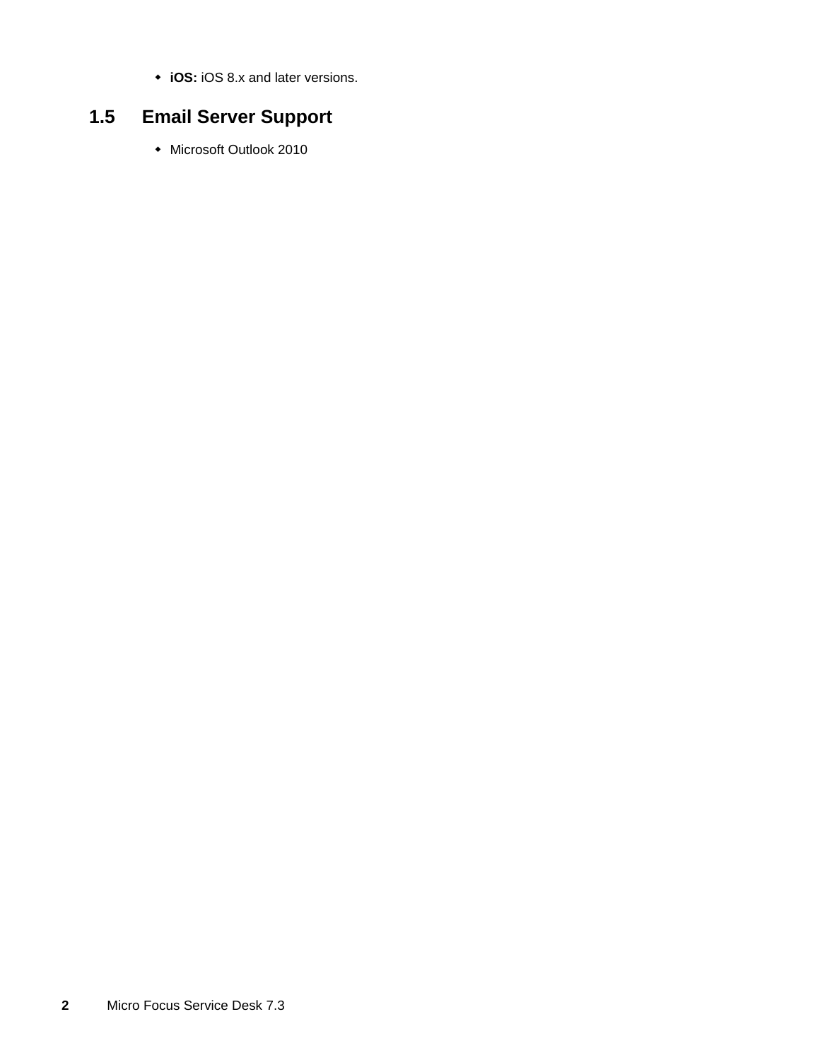- **iOS:** iOS 8.x and later versions.

## 1.5 Email Server Support

- Microsoft Outlook 2010